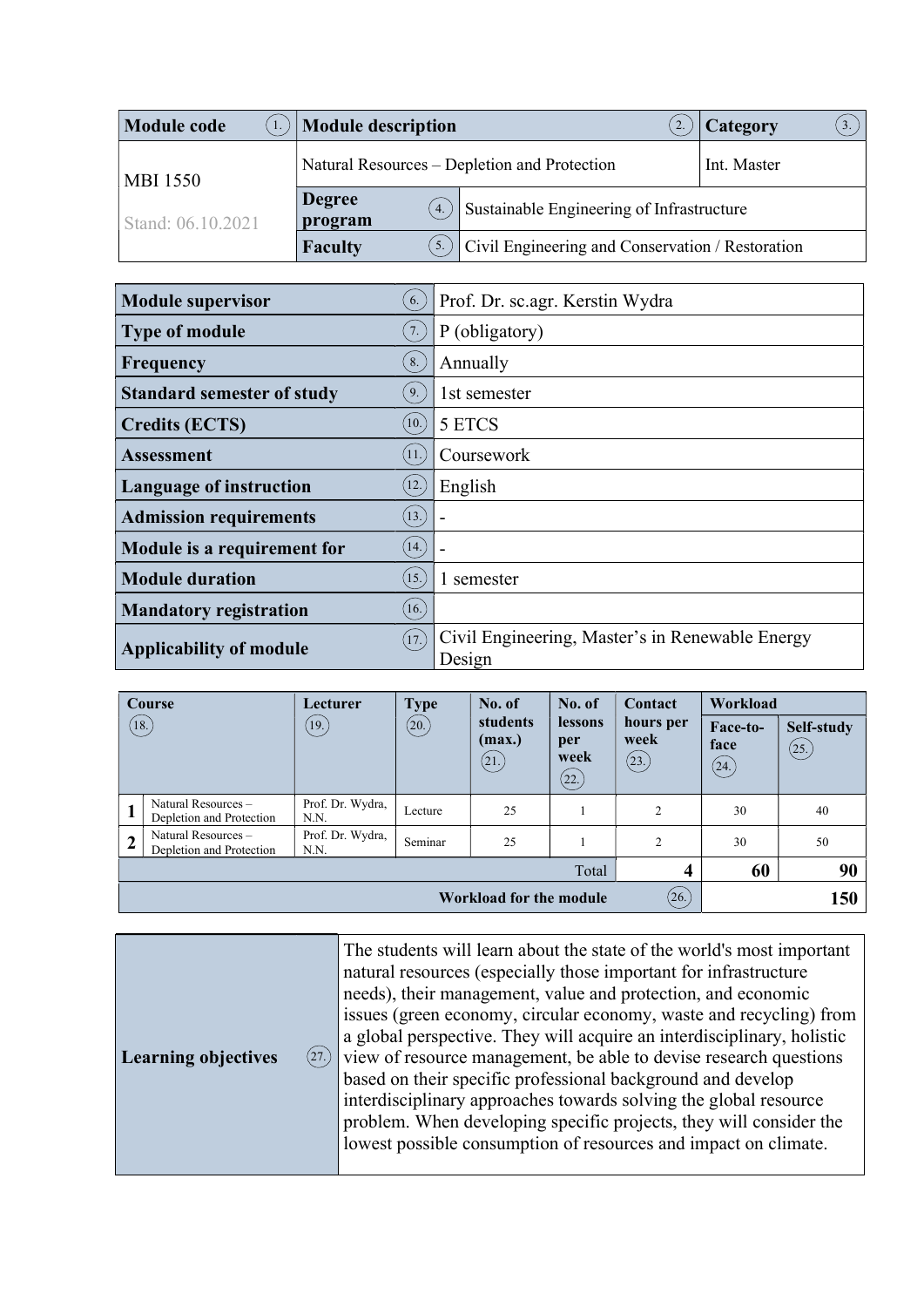| Module code (1.) | Module description (2.) | | Category (3.) |
|---|---|---|---|
| MBI 1550<br>Stand: 06.10.2021 | Natural Resources – Depletion and Protection | | Int. Master |
| | Degree program (4.) | Sustainable Engineering of Infrastructure | |
| | Faculty (5.) | Civil Engineering and Conservation / Restoration | |

| | |
|---|---|
| **Module supervisor** (6.) | Prof. Dr. sc.agr. Kerstin Wydra |
| **Type of module** (7.) | P (obligatory) |
| **Frequency** (8.) | Annually |
| **Standard semester of study** (9.) | 1st semester |
| **Credits (ECTS)** (10.) | 5 ETCS |
| **Assessment** (11.) | Coursework |
| **Language of instruction** (12.) | English |
| **Admission requirements** (13.) | - |
| **Module is a requirement for** (14.) | - |
| **Module duration** (15.) | 1 semester |
| **Mandatory registration** (16.) | |
| **Applicability of module** (17.) | Civil Engineering, Master's in Renewable Energy Design |

| | Course (18.) | Lecturer (19.) | Type (20.) | No. of students (max.) (21.) | No. of lessons per week (22.) | Contact hours per week (23.) | Workload: Face-to-face (24.) | Workload: Self-study (25.) |
|---|---|---|---|---|---|---|---|---|
| 1 | Natural Resources – Depletion and Protection | Prof. Dr. Wydra, N.N. | Lecture | 25 | 1 | 2 | 30 | 40 |
| 2 | Natural Resources – Depletion and Protection | Prof. Dr. Wydra, N.N. | Seminar | 25 | 1 | 2 | 30 | 50 |
| | | | | | | Total **4** | **60** | **90** |
| | | | | | | **Workload for the module** (26.) | | **150** |

| | |
|---|---|
| **Learning objectives** (27.) | The students will learn about the state of the world's most important natural resources (especially those important for infrastructure needs), their management, value and protection, and economic issues (green economy, circular economy, waste and recycling) from a global perspective. They will acquire an interdisciplinary, holistic view of resource management, be able to devise research questions based on their specific professional background and develop interdisciplinary approaches towards solving the global resource problem. When developing specific projects, they will consider the lowest possible consumption of resources and impact on climate. |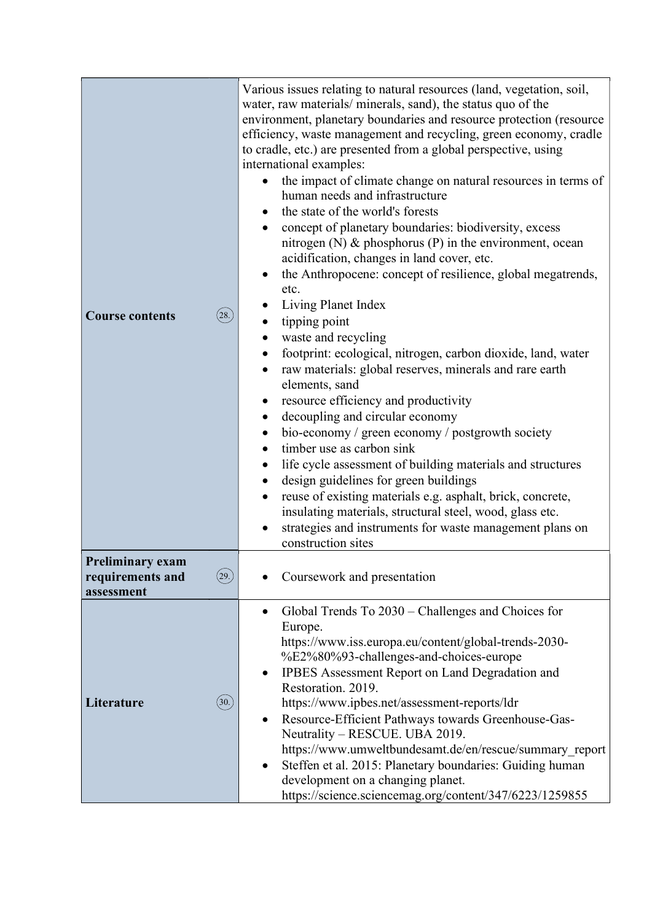| | |
|---|---|
| **Course contents** (28.) | Various issues relating to natural resources (land, vegetation, soil, water, raw materials/ minerals, sand), the status quo of the environment, planetary boundaries and resource protection (resource efficiency, waste management and recycling, green economy, cradle to cradle, etc.) are presented from a global perspective, using international examples:<br>• the impact of climate change on natural resources in terms of human needs and infrastructure<br>• the state of the world's forests<br>• concept of planetary boundaries: biodiversity, excess nitrogen (N) & phosphorus (P) in the environment, ocean acidification, changes in land cover, etc.<br>• the Anthropocene: concept of resilience, global megatrends, etc.<br>• Living Planet Index<br>• tipping point<br>• waste and recycling<br>• footprint: ecological, nitrogen, carbon dioxide, land, water<br>• raw materials: global reserves, minerals and rare earth elements, sand<br>• resource efficiency and productivity<br>• decoupling and circular economy<br>• bio-economy / green economy / postgrowth society<br>• timber use as carbon sink<br>• life cycle assessment of building materials and structures<br>• design guidelines for green buildings<br>• reuse of existing materials e.g. asphalt, brick, concrete, insulating materials, structural steel, wood, glass etc.<br>• strategies and instruments for waste management plans on construction sites |
| **Preliminary exam requirements and assessment** (29.) | • Coursework and presentation |
| **Literature** (30.) | • Global Trends To 2030 – Challenges and Choices for Europe. https://www.iss.europa.eu/content/global-trends-2030-%E2%80%93-challenges-and-choices-europe<br>• IPBES Assessment Report on Land Degradation and Restoration. 2019. https://www.ipbes.net/assessment-reports/ldr<br>• Resource-Efficient Pathways towards Greenhouse-Gas-Neutrality – RESCUE. UBA 2019. https://www.umweltbundesamt.de/en/rescue/summary_report<br>• Steffen et al. 2015: Planetary boundaries: Guiding human development on a changing planet. https://science.sciencemag.org/content/347/6223/1259855 |